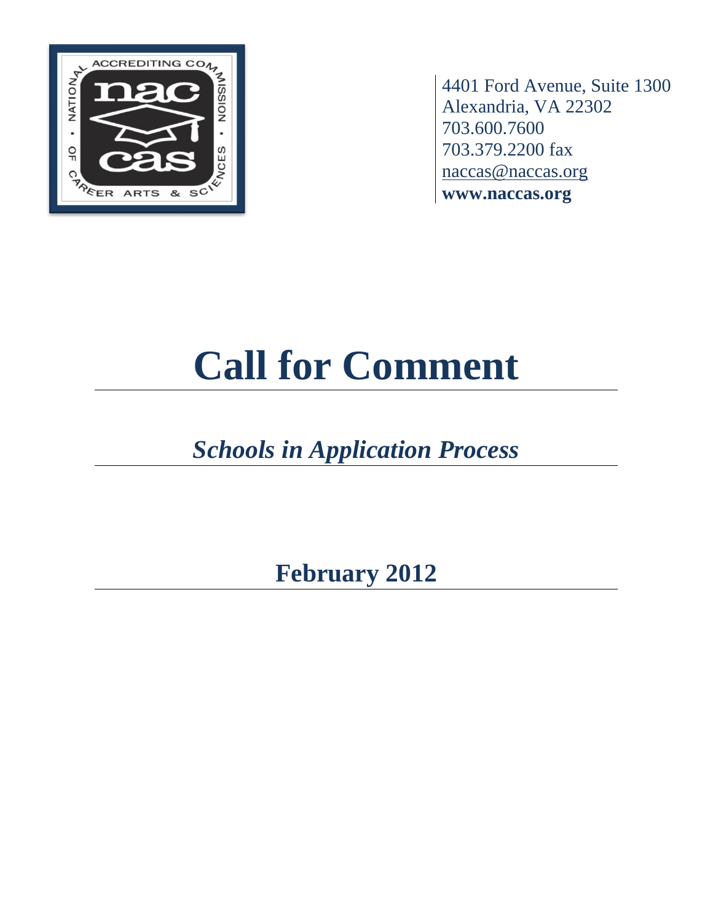4401 Ford Avenue, Suite 1300
Alexandria, VA 22302
703.600.7600
703.379.2200 fax
naccas@naccas.org
**www.naccas.org**

# Call for Comment

## *Schools in Application Process*

### February 2012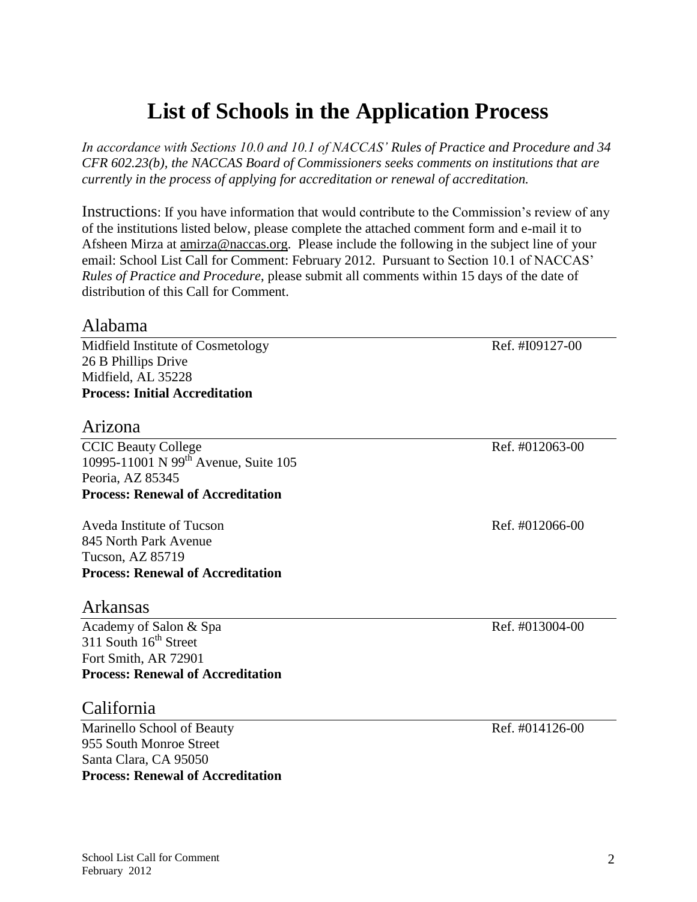# List of Schools in the Application Process

*In accordance with Sections 10.0 and 10.1 of NACCAS' Rules of Practice and Procedure and 34 CFR 602.23(b), the NACCAS Board of Commissioners seeks comments on institutions that are currently in the process of applying for accreditation or renewal of accreditation.*

Instructions: If you have information that would contribute to the Commission's review of any of the institutions listed below, please complete the attached comment form and e-mail it to Afsheen Mirza at amirza@naccas.org. Please include the following in the subject line of your email: School List Call for Comment: February 2012. Pursuant to Section 10.1 of NACCAS' *Rules of Practice and Procedure*, please submit all comments within 15 days of the date of distribution of this Call for Comment.

## Alabama

Midfield Institute of Cosmetology — Ref. #I09127-00
26 B Phillips Drive
Midfield, AL 35228
**Process: Initial Accreditation**

## Arizona

CCIC Beauty College — Ref. #012063-00
10995-11001 N 99th Avenue, Suite 105
Peoria, AZ 85345
**Process: Renewal of Accreditation**

Aveda Institute of Tucson — Ref. #012066-00
845 North Park Avenue
Tucson, AZ 85719
**Process: Renewal of Accreditation**

## Arkansas

Academy of Salon & Spa — Ref. #013004-00
311 South 16th Street
Fort Smith, AR 72901
**Process: Renewal of Accreditation**

## California

Marinello School of Beauty — Ref. #014126-00
955 South Monroe Street
Santa Clara, CA 95050
**Process: Renewal of Accreditation**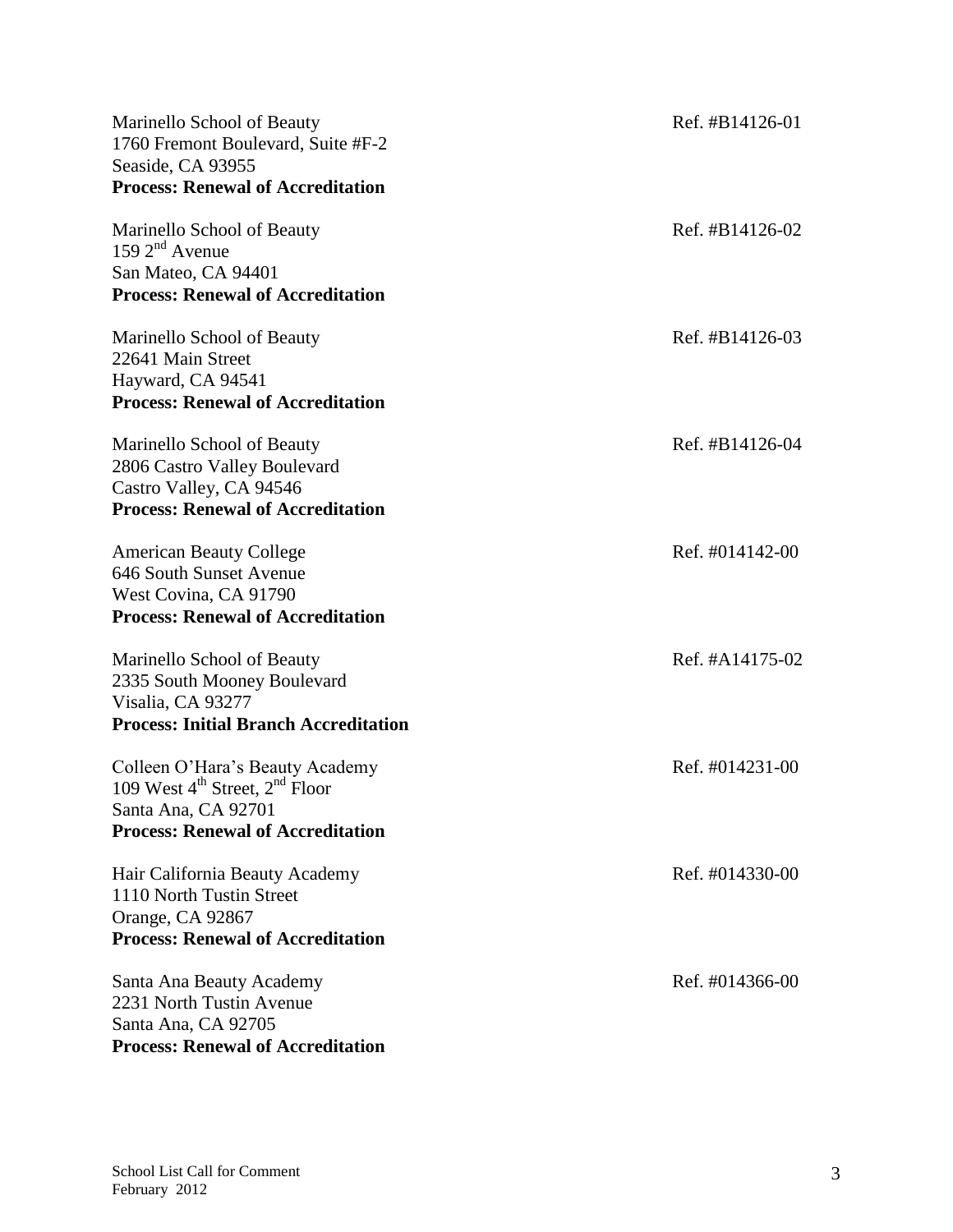Marinello School of Beauty
1760 Fremont Boulevard, Suite #F-2
Seaside, CA 93955
**Process: Renewal of Accreditation**

Ref. #B14126-01

Marinello School of Beauty
159 2nd Avenue
San Mateo, CA 94401
**Process: Renewal of Accreditation**

Ref. #B14126-02

Marinello School of Beauty
22641 Main Street
Hayward, CA 94541
**Process: Renewal of Accreditation**

Ref. #B14126-03

Marinello School of Beauty
2806 Castro Valley Boulevard
Castro Valley, CA 94546
**Process: Renewal of Accreditation**

Ref. #B14126-04

American Beauty College
646 South Sunset Avenue
West Covina, CA 91790
**Process: Renewal of Accreditation**

Ref. #014142-00

Marinello School of Beauty
2335 South Mooney Boulevard
Visalia, CA 93277
**Process: Initial Branch Accreditation**

Ref. #A14175-02

Colleen O'Hara's Beauty Academy
109 West 4th Street, 2nd Floor
Santa Ana, CA 92701
**Process: Renewal of Accreditation**

Ref. #014231-00

Hair California Beauty Academy
1110 North Tustin Street
Orange, CA 92867
**Process: Renewal of Accreditation**

Ref. #014330-00

Santa Ana Beauty Academy
2231 North Tustin Avenue
Santa Ana, CA 92705
**Process: Renewal of Accreditation**

Ref. #014366-00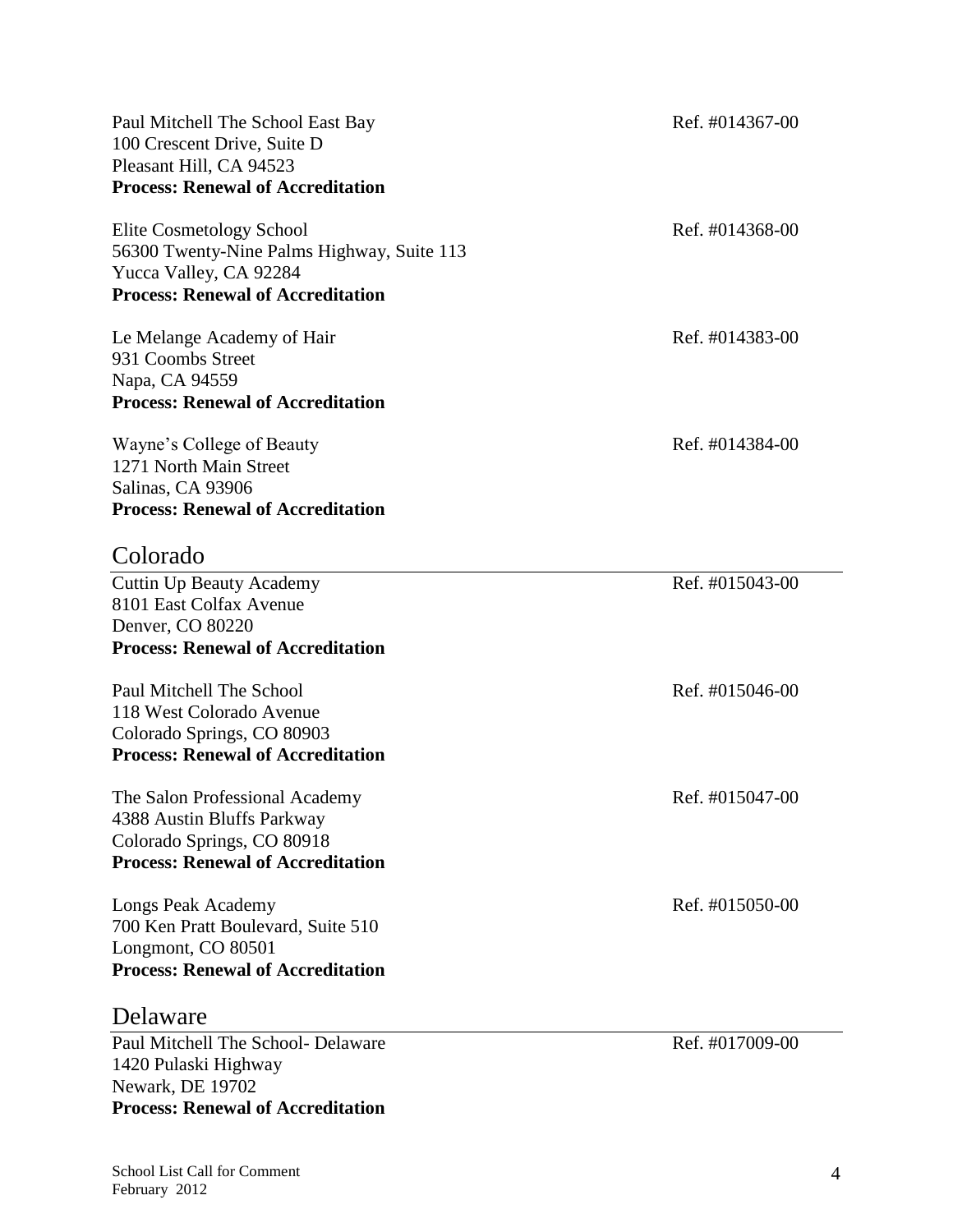Paul Mitchell The School East Bay  
100 Crescent Drive, Suite D  
Pleasant Hill, CA 94523  
**Process: Renewal of Accreditation**

Ref. #014367-00

Elite Cosmetology School  
56300 Twenty-Nine Palms Highway, Suite 113  
Yucca Valley, CA 92284  
**Process: Renewal of Accreditation**

Ref. #014368-00

Le Melange Academy of Hair  
931 Coombs Street  
Napa, CA 94559  
**Process: Renewal of Accreditation**

Ref. #014383-00

Wayne's College of Beauty  
1271 North Main Street  
Salinas, CA 93906  
**Process: Renewal of Accreditation**

Ref. #014384-00

## Colorado

Cuttin Up Beauty Academy  
8101 East Colfax Avenue  
Denver, CO 80220  
**Process: Renewal of Accreditation**

Ref. #015043-00

Paul Mitchell The School  
118 West Colorado Avenue  
Colorado Springs, CO 80903  
**Process: Renewal of Accreditation**

Ref. #015046-00

The Salon Professional Academy  
4388 Austin Bluffs Parkway  
Colorado Springs, CO 80918  
**Process: Renewal of Accreditation**

Ref. #015047-00

Longs Peak Academy  
700 Ken Pratt Boulevard, Suite 510  
Longmont, CO 80501  
**Process: Renewal of Accreditation**

Ref. #015050-00

## Delaware

Paul Mitchell The School- Delaware  
1420 Pulaski Highway  
Newark, DE 19702  
**Process: Renewal of Accreditation**

Ref. #017009-00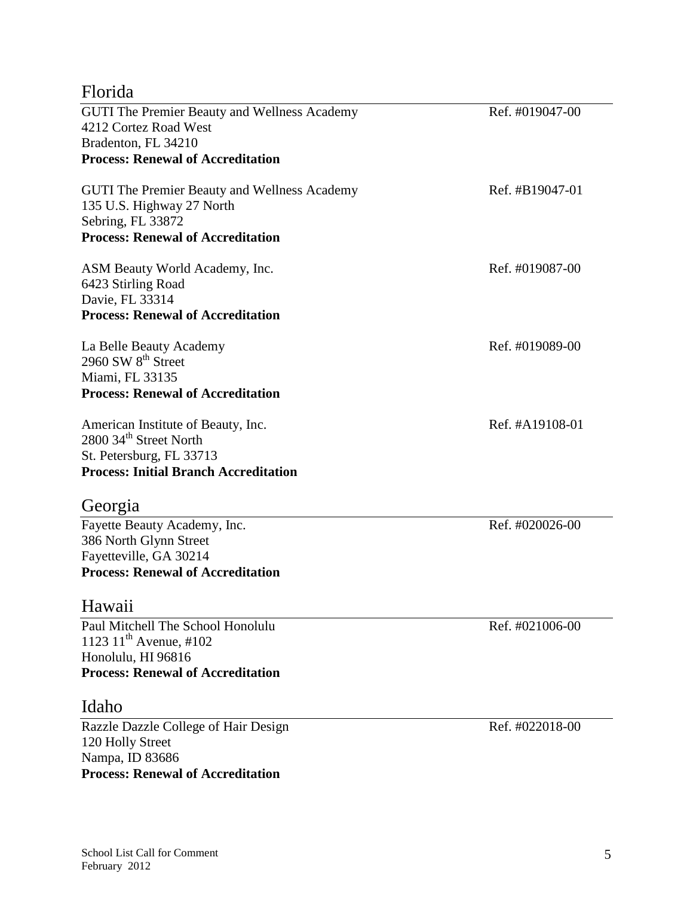## Florida

GUTI The Premier Beauty and Wellness Academy  Ref. #019047-00
4212 Cortez Road West
Bradenton, FL 34210
**Process: Renewal of Accreditation**

GUTI The Premier Beauty and Wellness Academy  Ref. #B19047-01
135 U.S. Highway 27 North
Sebring, FL 33872
**Process: Renewal of Accreditation**

ASM Beauty World Academy, Inc.  Ref. #019087-00
6423 Stirling Road
Davie, FL 33314
**Process: Renewal of Accreditation**

La Belle Beauty Academy  Ref. #019089-00
2960 SW 8th Street
Miami, FL 33135
**Process: Renewal of Accreditation**

American Institute of Beauty, Inc.  Ref. #A19108-01
2800 34th Street North
St. Petersburg, FL 33713
**Process: Initial Branch Accreditation**

## Georgia

Fayette Beauty Academy, Inc.  Ref. #020026-00
386 North Glynn Street
Fayetteville, GA 30214
**Process: Renewal of Accreditation**

## Hawaii

Paul Mitchell The School Honolulu  Ref. #021006-00
1123 11th Avenue, #102
Honolulu, HI 96816
**Process: Renewal of Accreditation**

## Idaho

Razzle Dazzle College of Hair Design  Ref. #022018-00
120 Holly Street
Nampa, ID 83686
**Process: Renewal of Accreditation**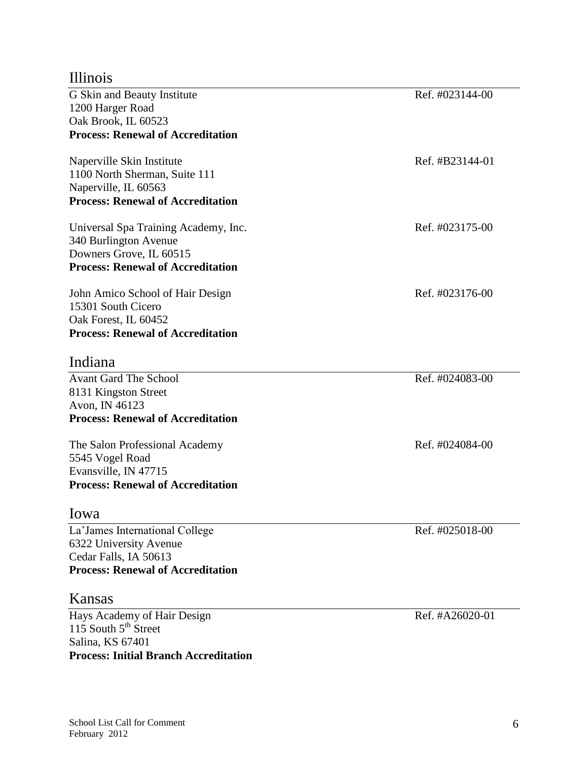## Illinois

G Skin and Beauty Institute — Ref. #023144-00
1200 Harger Road
Oak Brook, IL 60523
**Process: Renewal of Accreditation**

Naperville Skin Institute — Ref. #B23144-01
1100 North Sherman, Suite 111
Naperville, IL 60563
**Process: Renewal of Accreditation**

Universal Spa Training Academy, Inc. — Ref. #023175-00
340 Burlington Avenue
Downers Grove, IL 60515
**Process: Renewal of Accreditation**

John Amico School of Hair Design — Ref. #023176-00
15301 South Cicero
Oak Forest, IL 60452
**Process: Renewal of Accreditation**

## Indiana

Avant Gard The School — Ref. #024083-00
8131 Kingston Street
Avon, IN 46123
**Process: Renewal of Accreditation**

The Salon Professional Academy — Ref. #024084-00
5545 Vogel Road
Evansville, IN 47715
**Process: Renewal of Accreditation**

## Iowa

La'James International College — Ref. #025018-00
6322 University Avenue
Cedar Falls, IA 50613
**Process: Renewal of Accreditation**

## Kansas

Hays Academy of Hair Design — Ref. #A26020-01
115 South 5th Street
Salina, KS 67401
**Process: Initial Branch Accreditation**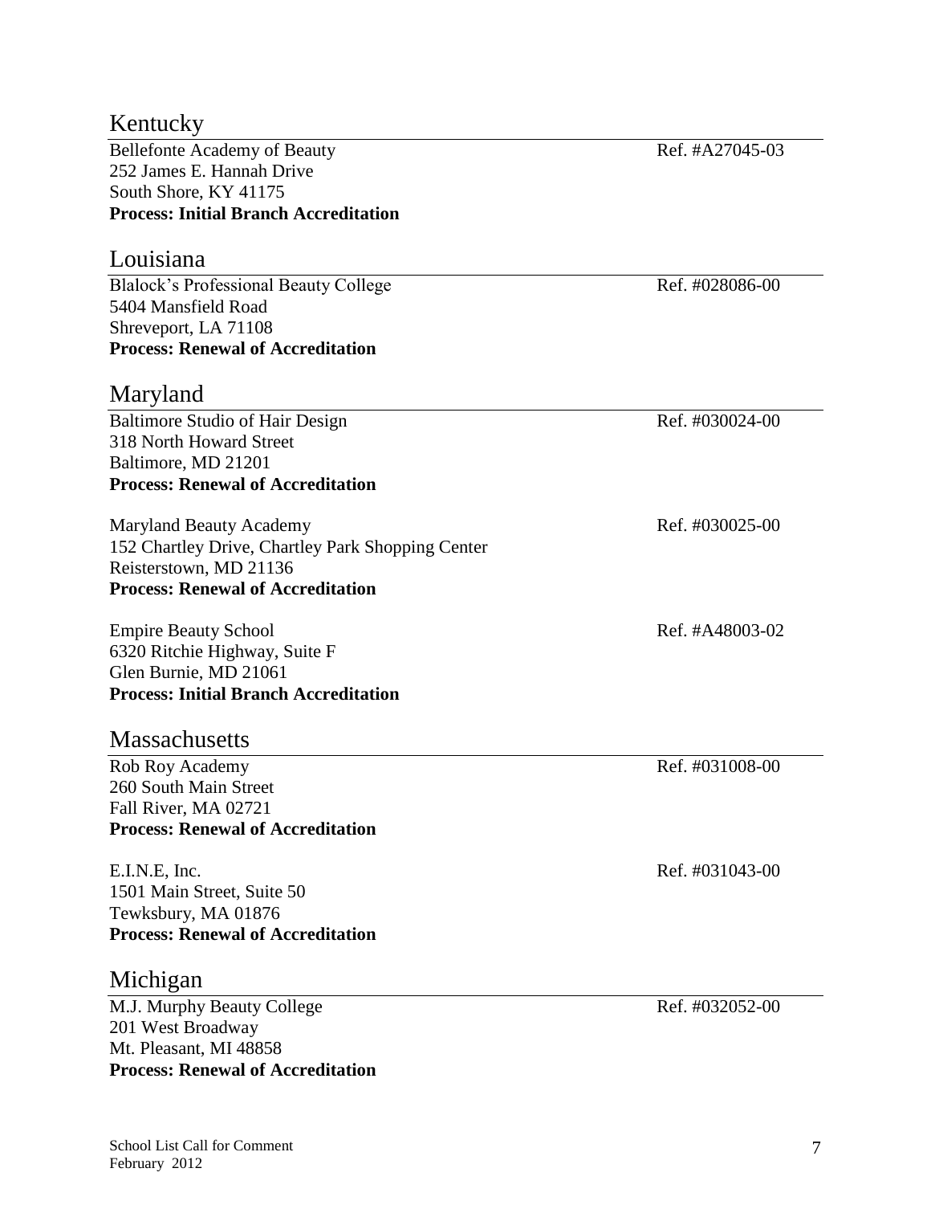## Kentucky

Bellefonte Academy of Beauty — Ref. #A27045-03
252 James E. Hannah Drive
South Shore, KY 41175
**Process: Initial Branch Accreditation**

## Louisiana

Blalock's Professional Beauty College — Ref. #028086-00
5404 Mansfield Road
Shreveport, LA 71108
**Process: Renewal of Accreditation**

## Maryland

Baltimore Studio of Hair Design — Ref. #030024-00
318 North Howard Street
Baltimore, MD 21201
**Process: Renewal of Accreditation**

Maryland Beauty Academy — Ref. #030025-00
152 Chartley Drive, Chartley Park Shopping Center
Reisterstown, MD 21136
**Process: Renewal of Accreditation**

Empire Beauty School — Ref. #A48003-02
6320 Ritchie Highway, Suite F
Glen Burnie, MD 21061
**Process: Initial Branch Accreditation**

## Massachusetts

Rob Roy Academy — Ref. #031008-00
260 South Main Street
Fall River, MA 02721
**Process: Renewal of Accreditation**

E.I.N.E, Inc. — Ref. #031043-00
1501 Main Street, Suite 50
Tewksbury, MA 01876
**Process: Renewal of Accreditation**

## Michigan

M.J. Murphy Beauty College — Ref. #032052-00
201 West Broadway
Mt. Pleasant, MI 48858
**Process: Renewal of Accreditation**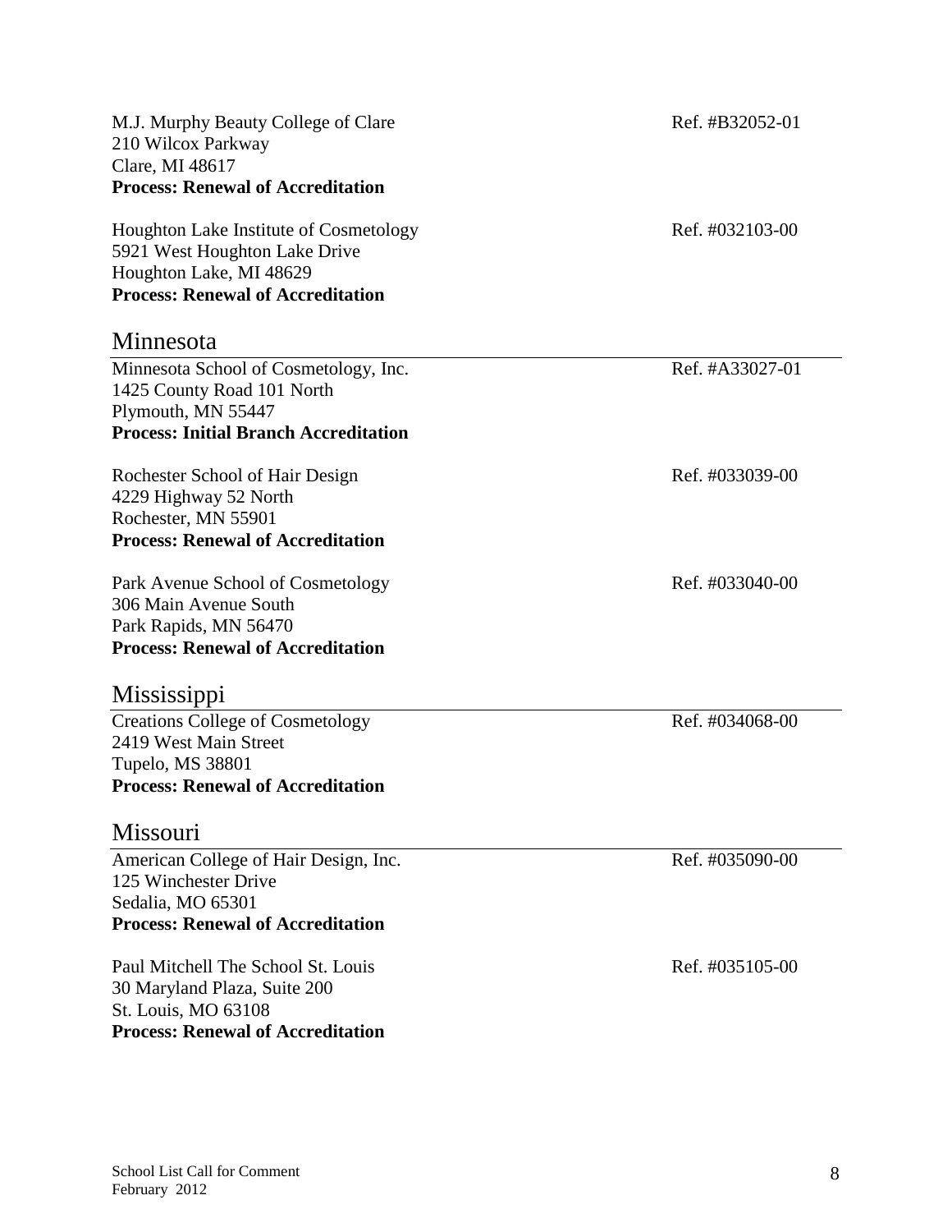M.J. Murphy Beauty College of Clare Ref. #B32052-01
210 Wilcox Parkway
Clare, MI 48617
**Process: Renewal of Accreditation**

Houghton Lake Institute of Cosmetology Ref. #032103-00
5921 West Houghton Lake Drive
Houghton Lake, MI 48629
**Process: Renewal of Accreditation**

## Minnesota

Minnesota School of Cosmetology, Inc. Ref. #A33027-01
1425 County Road 101 North
Plymouth, MN 55447
**Process: Initial Branch Accreditation**

Rochester School of Hair Design Ref. #033039-00
4229 Highway 52 North
Rochester, MN 55901
**Process: Renewal of Accreditation**

Park Avenue School of Cosmetology Ref. #033040-00
306 Main Avenue South
Park Rapids, MN 56470
**Process: Renewal of Accreditation**

## Mississippi

Creations College of Cosmetology Ref. #034068-00
2419 West Main Street
Tupelo, MS 38801
**Process: Renewal of Accreditation**

## Missouri

American College of Hair Design, Inc. Ref. #035090-00
125 Winchester Drive
Sedalia, MO 65301
**Process: Renewal of Accreditation**

Paul Mitchell The School St. Louis Ref. #035105-00
30 Maryland Plaza, Suite 200
St. Louis, MO 63108
**Process: Renewal of Accreditation**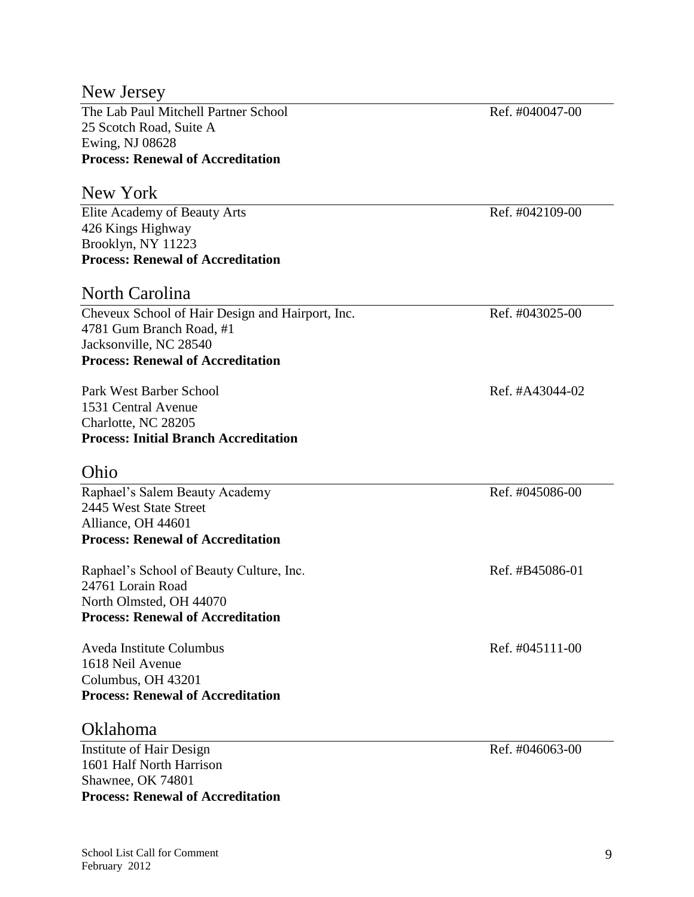## New Jersey

The Lab Paul Mitchell Partner School — Ref. #040047-00
25 Scotch Road, Suite A
Ewing, NJ 08628
**Process: Renewal of Accreditation**

## New York

Elite Academy of Beauty Arts — Ref. #042109-00
426 Kings Highway
Brooklyn, NY 11223
**Process: Renewal of Accreditation**

## North Carolina

Cheveux School of Hair Design and Hairport, Inc. — Ref. #043025-00
4781 Gum Branch Road, #1
Jacksonville, NC 28540
**Process: Renewal of Accreditation**

Park West Barber School — Ref. #A43044-02
1531 Central Avenue
Charlotte, NC 28205
**Process: Initial Branch Accreditation**

## Ohio

Raphael's Salem Beauty Academy — Ref. #045086-00
2445 West State Street
Alliance, OH 44601
**Process: Renewal of Accreditation**

Raphael's School of Beauty Culture, Inc. — Ref. #B45086-01
24761 Lorain Road
North Olmsted, OH 44070
**Process: Renewal of Accreditation**

Aveda Institute Columbus — Ref. #045111-00
1618 Neil Avenue
Columbus, OH 43201
**Process: Renewal of Accreditation**

## Oklahoma

Institute of Hair Design — Ref. #046063-00
1601 Half North Harrison
Shawnee, OK 74801
**Process: Renewal of Accreditation**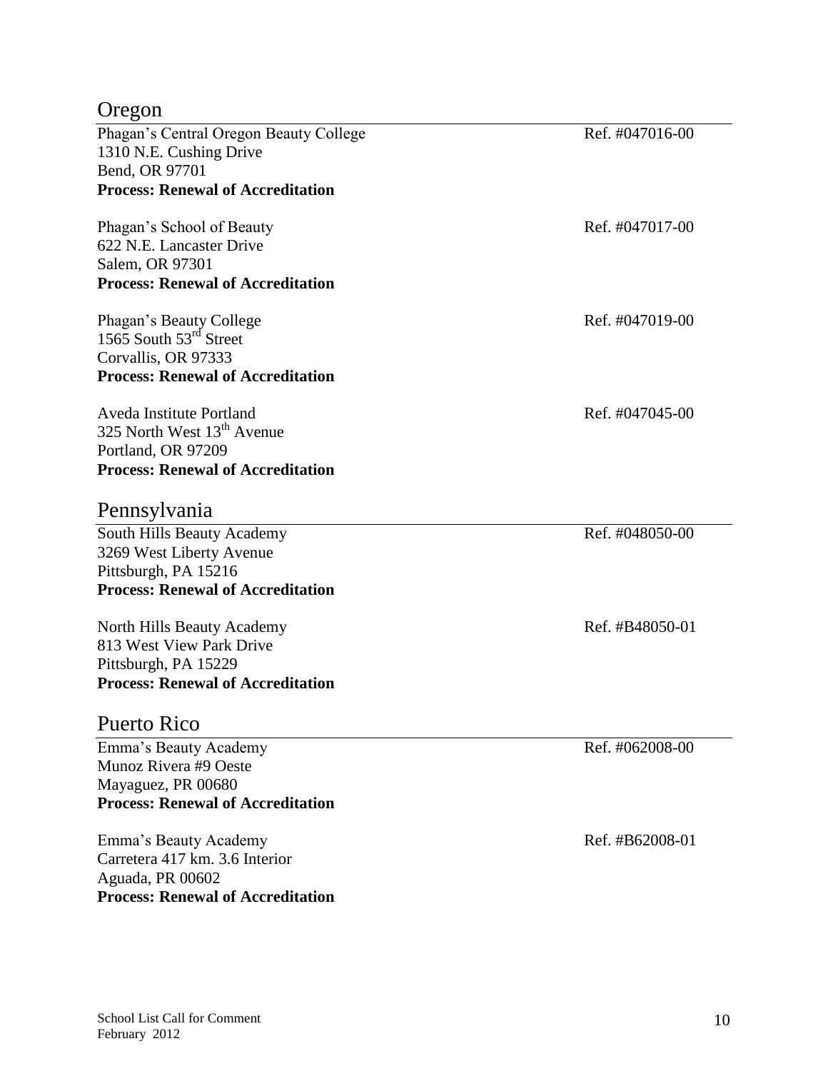## Oregon

Phagan's Central Oregon Beauty College — Ref. #047016-00
1310 N.E. Cushing Drive
Bend, OR 97701
**Process: Renewal of Accreditation**

Phagan's School of Beauty — Ref. #047017-00
622 N.E. Lancaster Drive
Salem, OR 97301
**Process: Renewal of Accreditation**

Phagan's Beauty College — Ref. #047019-00
1565 South 53rd Street
Corvallis, OR 97333
**Process: Renewal of Accreditation**

Aveda Institute Portland — Ref. #047045-00
325 North West 13th Avenue
Portland, OR 97209
**Process: Renewal of Accreditation**

## Pennsylvania

South Hills Beauty Academy — Ref. #048050-00
3269 West Liberty Avenue
Pittsburgh, PA 15216
**Process: Renewal of Accreditation**

North Hills Beauty Academy — Ref. #B48050-01
813 West View Park Drive
Pittsburgh, PA 15229
**Process: Renewal of Accreditation**

## Puerto Rico

Emma's Beauty Academy — Ref. #062008-00
Munoz Rivera #9 Oeste
Mayaguez, PR 00680
**Process: Renewal of Accreditation**

Emma's Beauty Academy — Ref. #B62008-01
Carretera 417 km. 3.6 Interior
Aguada, PR 00602
**Process: Renewal of Accreditation**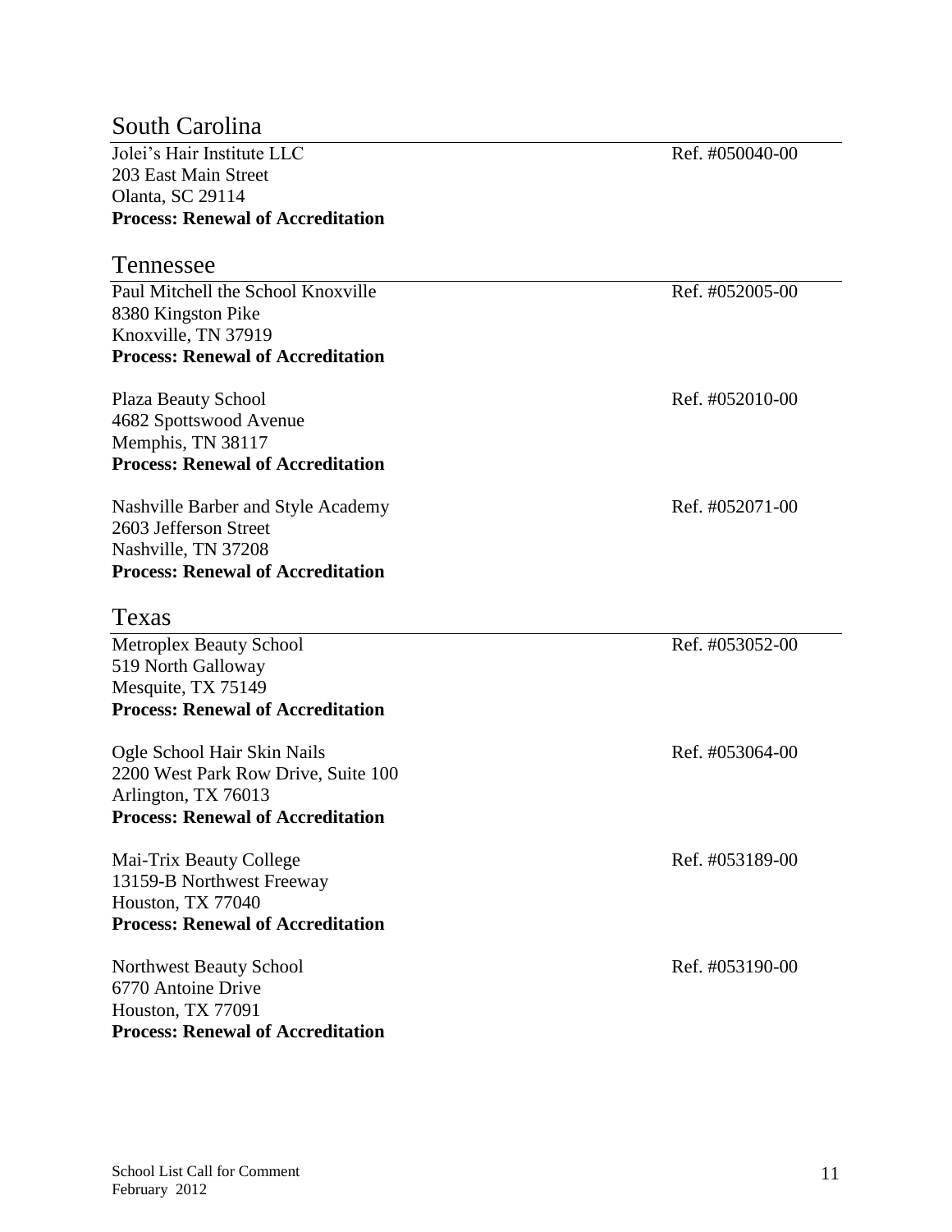## South Carolina

Jolei's Hair Institute LLC — Ref. #050040-00
203 East Main Street
Olanta, SC 29114
**Process: Renewal of Accreditation**

## Tennessee

Paul Mitchell the School Knoxville — Ref. #052005-00
8380 Kingston Pike
Knoxville, TN 37919
**Process: Renewal of Accreditation**

Plaza Beauty School — Ref. #052010-00
4682 Spottswood Avenue
Memphis, TN 38117
**Process: Renewal of Accreditation**

Nashville Barber and Style Academy — Ref. #052071-00
2603 Jefferson Street
Nashville, TN 37208
**Process: Renewal of Accreditation**

## Texas

Metroplex Beauty School — Ref. #053052-00
519 North Galloway
Mesquite, TX 75149
**Process: Renewal of Accreditation**

Ogle School Hair Skin Nails — Ref. #053064-00
2200 West Park Row Drive, Suite 100
Arlington, TX 76013
**Process: Renewal of Accreditation**

Mai-Trix Beauty College — Ref. #053189-00
13159-B Northwest Freeway
Houston, TX 77040
**Process: Renewal of Accreditation**

Northwest Beauty School — Ref. #053190-00
6770 Antoine Drive
Houston, TX 77091
**Process: Renewal of Accreditation**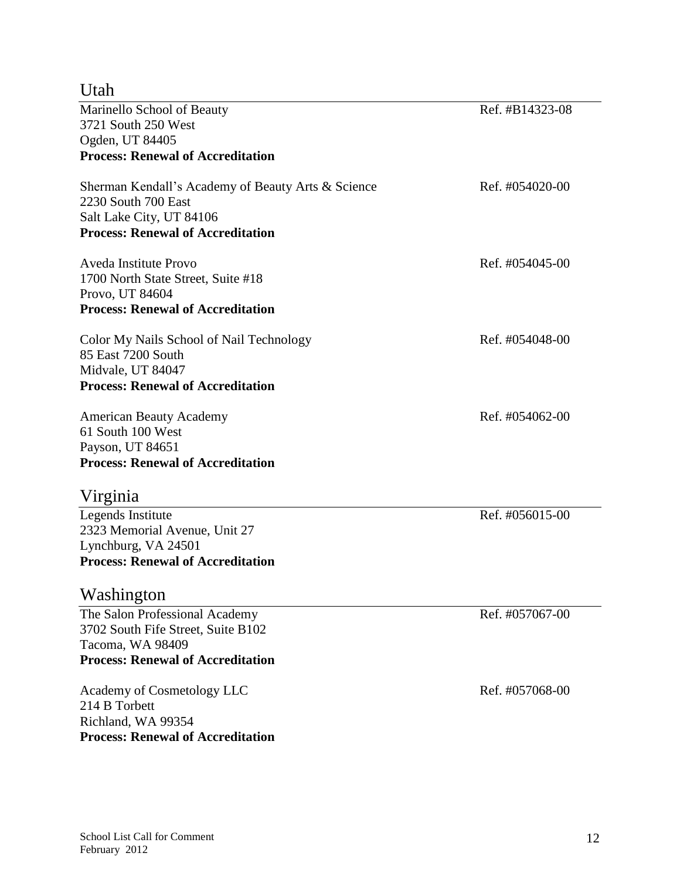## Utah

Marinello School of Beauty — Ref. #B14323-08
3721 South 250 West
Ogden, UT 84405
**Process: Renewal of Accreditation**

Sherman Kendall's Academy of Beauty Arts & Science — Ref. #054020-00
2230 South 700 East
Salt Lake City, UT 84106
**Process: Renewal of Accreditation**

Aveda Institute Provo — Ref. #054045-00
1700 North State Street, Suite #18
Provo, UT 84604
**Process: Renewal of Accreditation**

Color My Nails School of Nail Technology — Ref. #054048-00
85 East 7200 South
Midvale, UT 84047
**Process: Renewal of Accreditation**

American Beauty Academy — Ref. #054062-00
61 South 100 West
Payson, UT 84651
**Process: Renewal of Accreditation**

## Virginia

Legends Institute — Ref. #056015-00
2323 Memorial Avenue, Unit 27
Lynchburg, VA 24501
**Process: Renewal of Accreditation**

## Washington

The Salon Professional Academy — Ref. #057067-00
3702 South Fife Street, Suite B102
Tacoma, WA 98409
**Process: Renewal of Accreditation**

Academy of Cosmetology LLC — Ref. #057068-00
214 B Torbett
Richland, WA 99354
**Process: Renewal of Accreditation**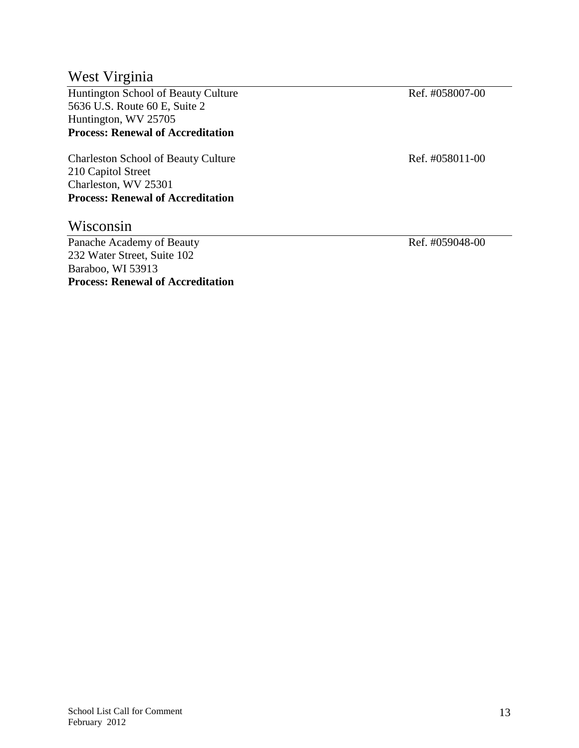## West Virginia

Huntington School of Beauty Culture Ref. #058007-00
5636 U.S. Route 60 E, Suite 2
Huntington, WV 25705
**Process: Renewal of Accreditation**

Charleston School of Beauty Culture Ref. #058011-00
210 Capitol Street
Charleston, WV 25301
**Process: Renewal of Accreditation**

## Wisconsin

Panache Academy of Beauty Ref. #059048-00
232 Water Street, Suite 102
Baraboo, WI 53913
**Process: Renewal of Accreditation**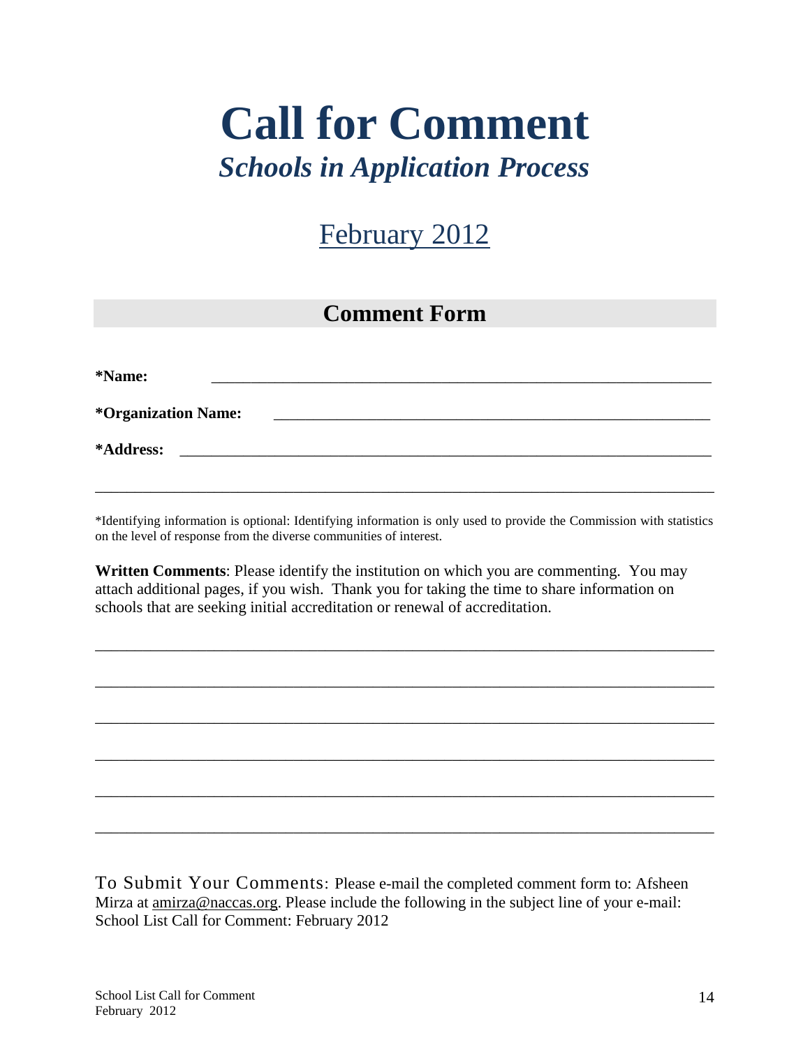# Call for Comment

## *Schools in Application Process*

February 2012

## Comment Form

**\*Name:** ________________________________________________

**\*Organization Name:** ________________________________________________

**\*Address:** ________________________________________________

________________________________________________

*Identifying information is optional: Identifying information is only used to provide the Commission with statistics on the level of response from the diverse communities of interest.

**Written Comments**: Please identify the institution on which you are commenting. You may attach additional pages, if you wish. Thank you for taking the time to share information on schools that are seeking initial accreditation or renewal of accreditation.

________________________________________________

________________________________________________

________________________________________________

________________________________________________

________________________________________________

________________________________________________

To Submit Your Comments: Please e-mail the completed comment form to: Afsheen Mirza at amirza@naccas.org. Please include the following in the subject line of your e-mail: School List Call for Comment: February 2012